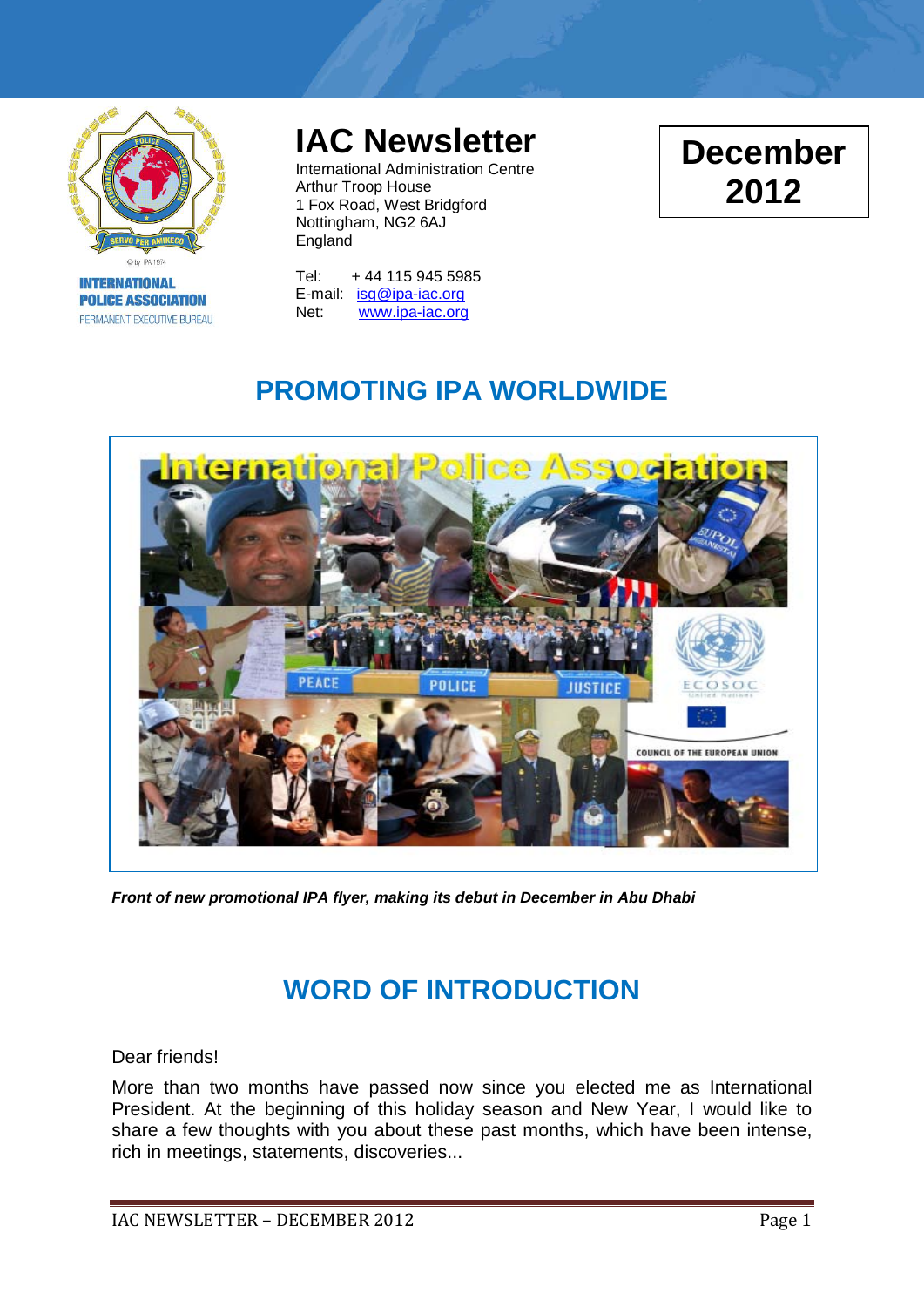INTERNATIONAL POLICE ASSOCIATION
PERMANENT EXECUTIVE BUREAU

# IAC Newsletter

International Administration Centre
Arthur Troop House
1 Fox Road, West Bridgford
Nottingham, NG2 6AJ
England

Tel: + 44 115 945 5985
E-mail: isg@ipa-iac.org
Net: www.ipa-iac.org

**December 2012**

## PROMOTING IPA WORLDWIDE

***Front of new promotional IPA flyer, making its debut in December in Abu Dhabi***

## WORD OF INTRODUCTION

Dear friends!

More than two months have passed now since you elected me as International President. At the beginning of this holiday season and New Year, I would like to share a few thoughts with you about these past months, which have been intense, rich in meetings, statements, discoveries...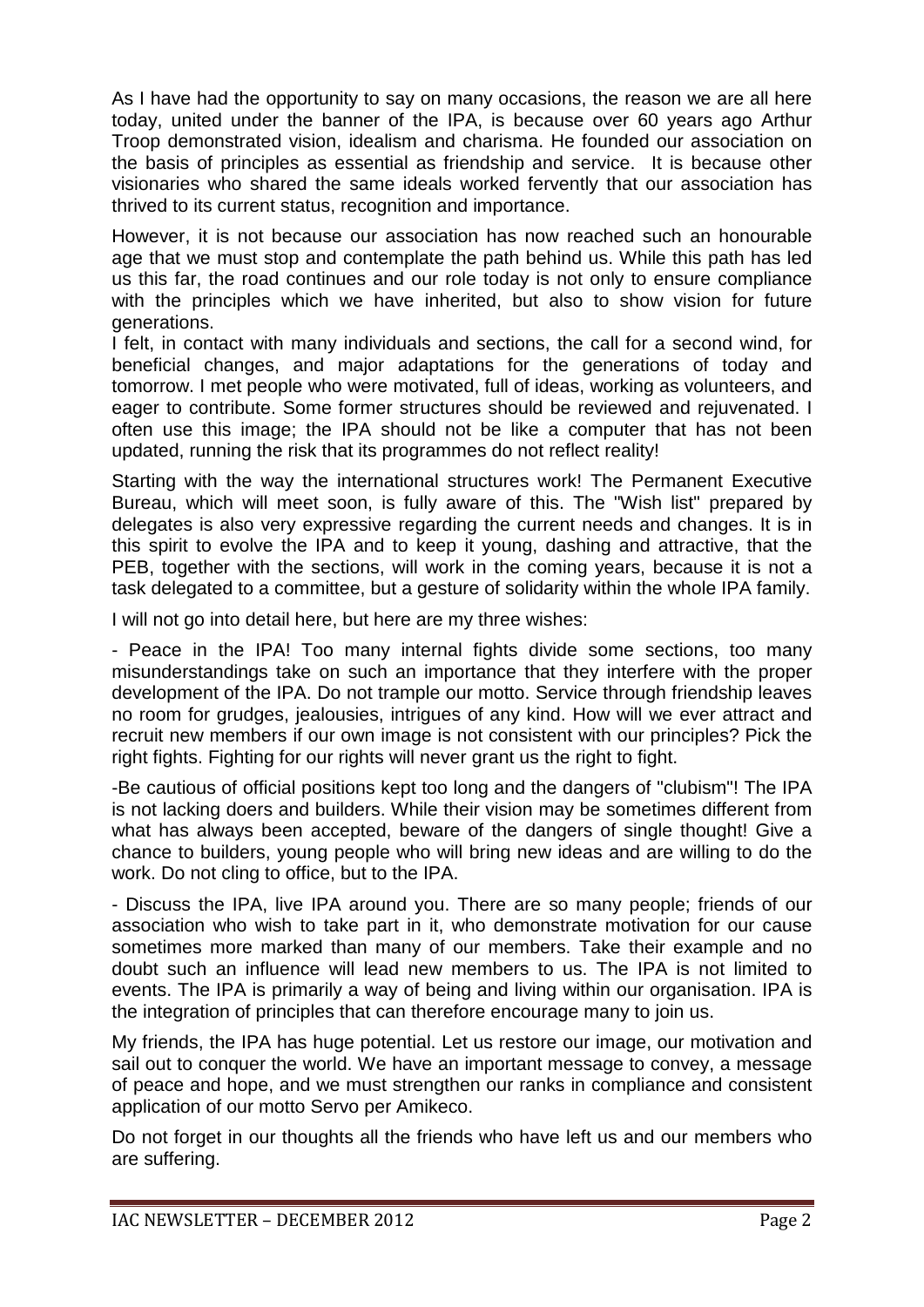As I have had the opportunity to say on many occasions, the reason we are all here today, united under the banner of the IPA, is because over 60 years ago Arthur Troop demonstrated vision, idealism and charisma. He founded our association on the basis of principles as essential as friendship and service. It is because other visionaries who shared the same ideals worked fervently that our association has thrived to its current status, recognition and importance.

However, it is not because our association has now reached such an honourable age that we must stop and contemplate the path behind us. While this path has led us this far, the road continues and our role today is not only to ensure compliance with the principles which we have inherited, but also to show vision for future generations.

I felt, in contact with many individuals and sections, the call for a second wind, for beneficial changes, and major adaptations for the generations of today and tomorrow. I met people who were motivated, full of ideas, working as volunteers, and eager to contribute. Some former structures should be reviewed and rejuvenated. I often use this image; the IPA should not be like a computer that has not been updated, running the risk that its programmes do not reflect reality!

Starting with the way the international structures work! The Permanent Executive Bureau, which will meet soon, is fully aware of this. The "Wish list" prepared by delegates is also very expressive regarding the current needs and changes. It is in this spirit to evolve the IPA and to keep it young, dashing and attractive, that the PEB, together with the sections, will work in the coming years, because it is not a task delegated to a committee, but a gesture of solidarity within the whole IPA family.

I will not go into detail here, but here are my three wishes:

- Peace in the IPA! Too many internal fights divide some sections, too many misunderstandings take on such an importance that they interfere with the proper development of the IPA. Do not trample our motto. Service through friendship leaves no room for grudges, jealousies, intrigues of any kind. How will we ever attract and recruit new members if our own image is not consistent with our principles? Pick the right fights. Fighting for our rights will never grant us the right to fight.

- Be cautious of official positions kept too long and the dangers of "clubism"! The IPA is not lacking doers and builders. While their vision may be sometimes different from what has always been accepted, beware of the dangers of single thought! Give a chance to builders, young people who will bring new ideas and are willing to do the work. Do not cling to office, but to the IPA.

- Discuss the IPA, live IPA around you. There are so many people; friends of our association who wish to take part in it, who demonstrate motivation for our cause sometimes more marked than many of our members. Take their example and no doubt such an influence will lead new members to us. The IPA is not limited to events. The IPA is primarily a way of being and living within our organisation. IPA is the integration of principles that can therefore encourage many to join us.

My friends, the IPA has huge potential. Let us restore our image, our motivation and sail out to conquer the world. We have an important message to convey, a message of peace and hope, and we must strengthen our ranks in compliance and consistent application of our motto Servo per Amikeco.

Do not forget in our thoughts all the friends who have left us and our members who are suffering.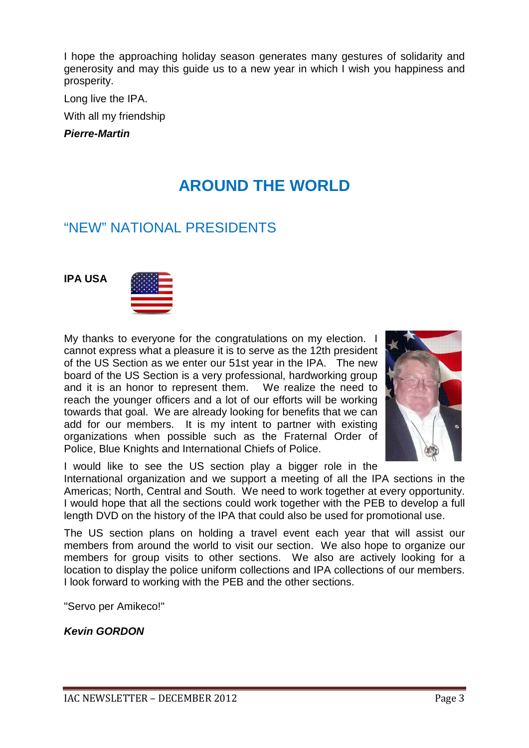I hope the approaching holiday season generates many gestures of solidarity and generosity and may this guide us to a new year in which I wish you happiness and prosperity.

Long live the IPA.

With all my friendship

***Pierre-Martin***

# AROUND THE WORLD

## "NEW" NATIONAL PRESIDENTS

**IPA USA**

My thanks to everyone for the congratulations on my election. I cannot express what a pleasure it is to serve as the 12th president of the US Section as we enter our 51st year in the IPA. The new board of the US Section is a very professional, hardworking group and it is an honor to represent them. We realize the need to reach the younger officers and a lot of our efforts will be working towards that goal. We are already looking for benefits that we can add for our members. It is my intent to partner with existing organizations when possible such as the Fraternal Order of Police, Blue Knights and International Chiefs of Police.

I would like to see the US section play a bigger role in the International organization and we support a meeting of all the IPA sections in the Americas; North, Central and South. We need to work together at every opportunity. I would hope that all the sections could work together with the PEB to develop a full length DVD on the history of the IPA that could also be used for promotional use.

The US section plans on holding a travel event each year that will assist our members from around the world to visit our section. We also hope to organize our members for group visits to other sections. We also are actively looking for a location to display the police uniform collections and IPA collections of our members. I look forward to working with the PEB and the other sections.

"Servo per Amikeco!"

***Kevin GORDON***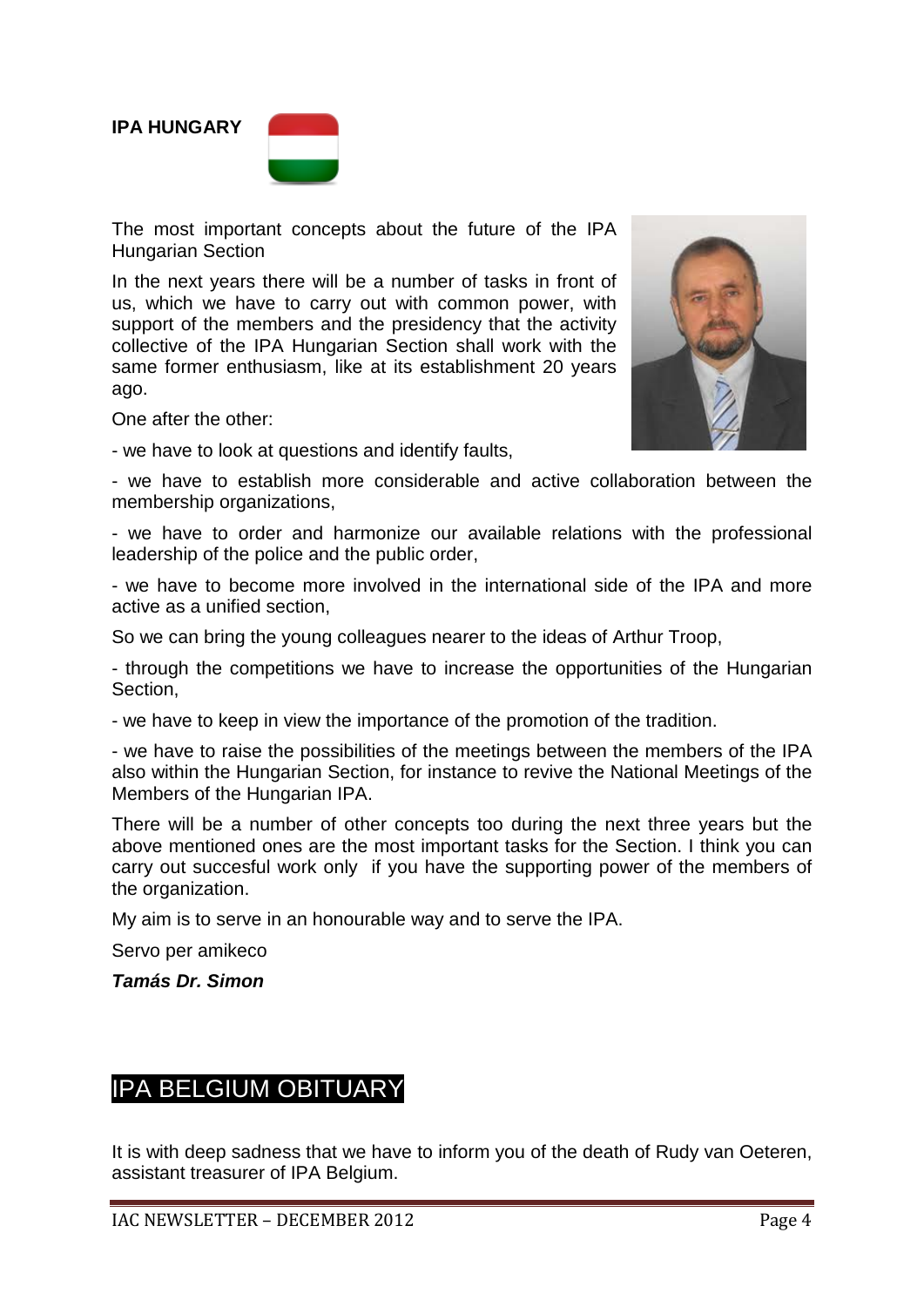**IPA HUNGARY**

The most important concepts about the future of the IPA Hungarian Section

In the next years there will be a number of tasks in front of us, which we have to carry out with common power, with support of the members and the presidency that the activity collective of the IPA Hungarian Section shall work with the same former enthusiasm, like at its establishment 20 years ago.

One after the other:

- we have to look at questions and identify faults,

- we have to establish more considerable and active collaboration between the membership organizations,

- we have to order and harmonize our available relations with the professional leadership of the police and the public order,

- we have to become more involved in the international side of the IPA and more active as a unified section,

So we can bring the young colleagues nearer to the ideas of Arthur Troop,

- through the competitions we have to increase the opportunities of the Hungarian Section,

- we have to keep in view the importance of the promotion of the tradition.

- we have to raise the possibilities of the meetings between the members of the IPA also within the Hungarian Section, for instance to revive the National Meetings of the Members of the Hungarian IPA.

There will be a number of other concepts too during the next three years but the above mentioned ones are the most important tasks for the Section. I think you can carry out succesful work only if you have the supporting power of the members of the organization.

My aim is to serve in an honourable way and to serve the IPA.

Servo per amikeco

***Tamás Dr. Simon***

## IPA BELGIUM OBITUARY

It is with deep sadness that we have to inform you of the death of Rudy van Oeteren, assistant treasurer of IPA Belgium.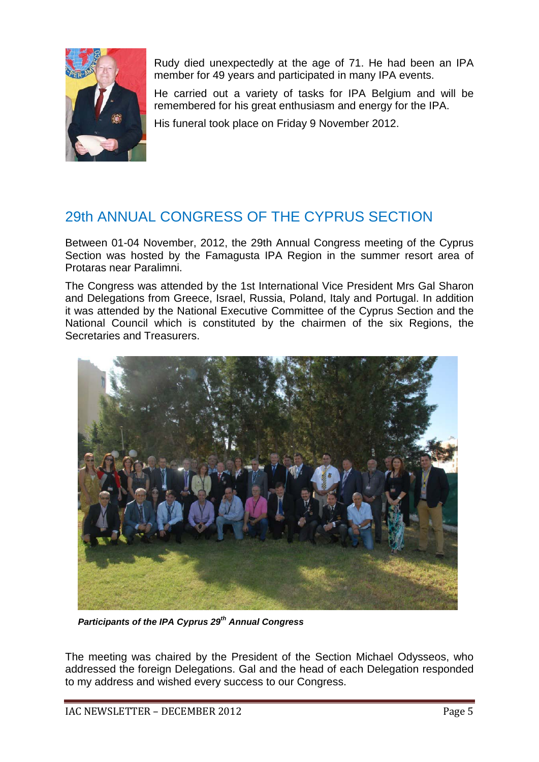Rudy died unexpectedly at the age of 71. He had been an IPA member for 49 years and participated in many IPA events.

He carried out a variety of tasks for IPA Belgium and will be remembered for his great enthusiasm and energy for the IPA.

His funeral took place on Friday 9 November 2012.

## 29th ANNUAL CONGRESS OF THE CYPRUS SECTION

Between 01-04 November, 2012, the 29th Annual Congress meeting of the Cyprus Section was hosted by the Famagusta IPA Region in the summer resort area of Protaras near Paralimni.

The Congress was attended by the 1st International Vice President Mrs Gal Sharon and Delegations from Greece, Israel, Russia, Poland, Italy and Portugal. In addition it was attended by the National Executive Committee of the Cyprus Section and the National Council which is constituted by the chairmen of the six Regions, the Secretaries and Treasurers.

***Participants of the IPA Cyprus 29th Annual Congress***

The meeting was chaired by the President of the Section Michael Odysseos, who addressed the foreign Delegations. Gal and the head of each Delegation responded to my address and wished every success to our Congress.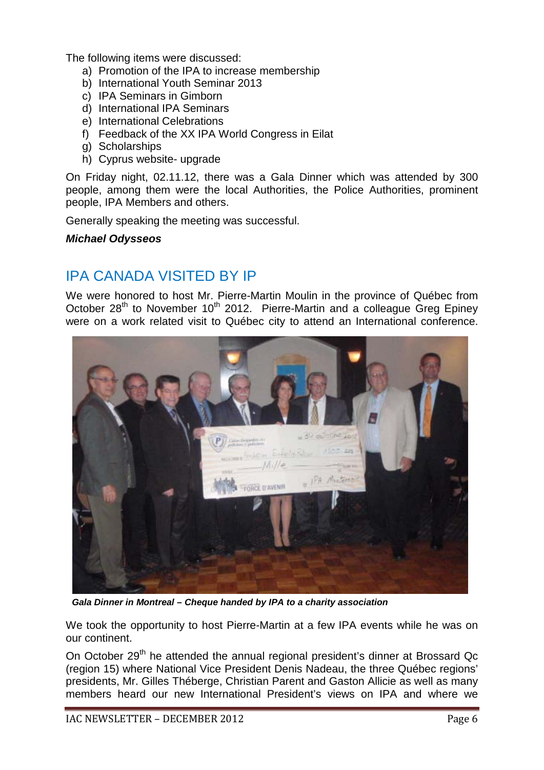The following items were discussed:

a) Promotion of the IPA to increase membership
b) International Youth Seminar 2013
c) IPA Seminars in Gimborn
d) International IPA Seminars
e) International Celebrations
f) Feedback of the XX IPA World Congress in Eilat
g) Scholarships
h) Cyprus website- upgrade

On Friday night, 02.11.12, there was a Gala Dinner which was attended by 300 people, among them were the local Authorities, the Police Authorities, prominent people, IPA Members and others.

Generally speaking the meeting was successful.

***Michael Odysseos***

## IPA CANADA VISITED BY IP

We were honored to host Mr. Pierre-Martin Moulin in the province of Québec from October 28th to November 10th 2012. Pierre-Martin and a colleague Greg Epiney were on a work related visit to Québec city to attend an International conference.

***Gala Dinner in Montreal – Cheque handed by IPA to a charity association***

We took the opportunity to host Pierre-Martin at a few IPA events while he was on our continent.

On October 29th he attended the annual regional president's dinner at Brossard Qc (region 15) where National Vice President Denis Nadeau, the three Québec regions' presidents, Mr. Gilles Théberge, Christian Parent and Gaston Allicie as well as many members heard our new International President's views on IPA and where we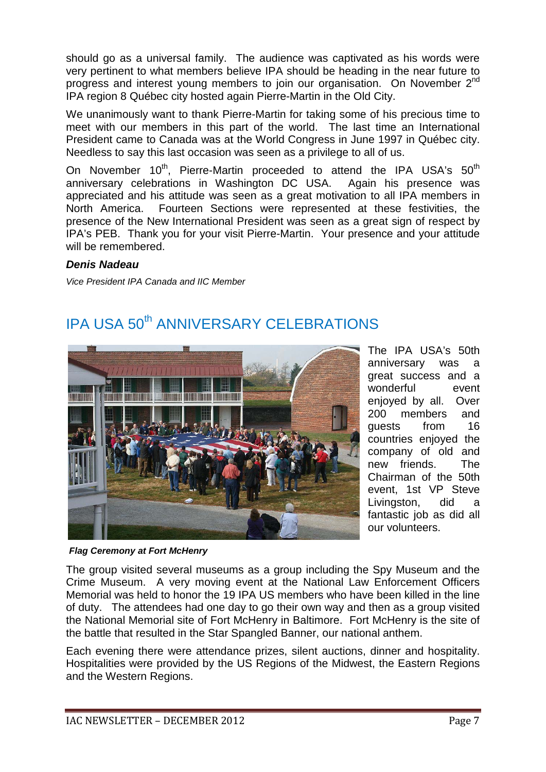should go as a universal family. The audience was captivated as his words were very pertinent to what members believe IPA should be heading in the near future to progress and interest young members to join our organisation. On November 2nd IPA region 8 Québec city hosted again Pierre-Martin in the Old City.

We unanimously want to thank Pierre-Martin for taking some of his precious time to meet with our members in this part of the world. The last time an International President came to Canada was at the World Congress in June 1997 in Québec city. Needless to say this last occasion was seen as a privilege to all of us.

On November 10th, Pierre-Martin proceeded to attend the IPA USA's 50th anniversary celebrations in Washington DC USA. Again his presence was appreciated and his attitude was seen as a great motivation to all IPA members in North America. Fourteen Sections were represented at these festivities, the presence of the New International President was seen as a great sign of respect by IPA's PEB. Thank you for your visit Pierre-Martin. Your presence and your attitude will be remembered.

***Denis Nadeau***

*Vice President IPA Canada and IIC Member*

## IPA USA 50th ANNIVERSARY CELEBRATIONS

The IPA USA's 50th anniversary was a great success and a wonderful event enjoyed by all. Over 200 members and guests from 16 countries enjoyed the company of old and new friends. The Chairman of the 50th event, 1st VP Steve Livingston, did a fantastic job as did all our volunteers.

***Flag Ceremony at Fort McHenry***

The group visited several museums as a group including the Spy Museum and the Crime Museum. A very moving event at the National Law Enforcement Officers Memorial was held to honor the 19 IPA US members who have been killed in the line of duty. The attendees had one day to go their own way and then as a group visited the National Memorial site of Fort McHenry in Baltimore. Fort McHenry is the site of the battle that resulted in the Star Spangled Banner, our national anthem.

Each evening there were attendance prizes, silent auctions, dinner and hospitality. Hospitalities were provided by the US Regions of the Midwest, the Eastern Regions and the Western Regions.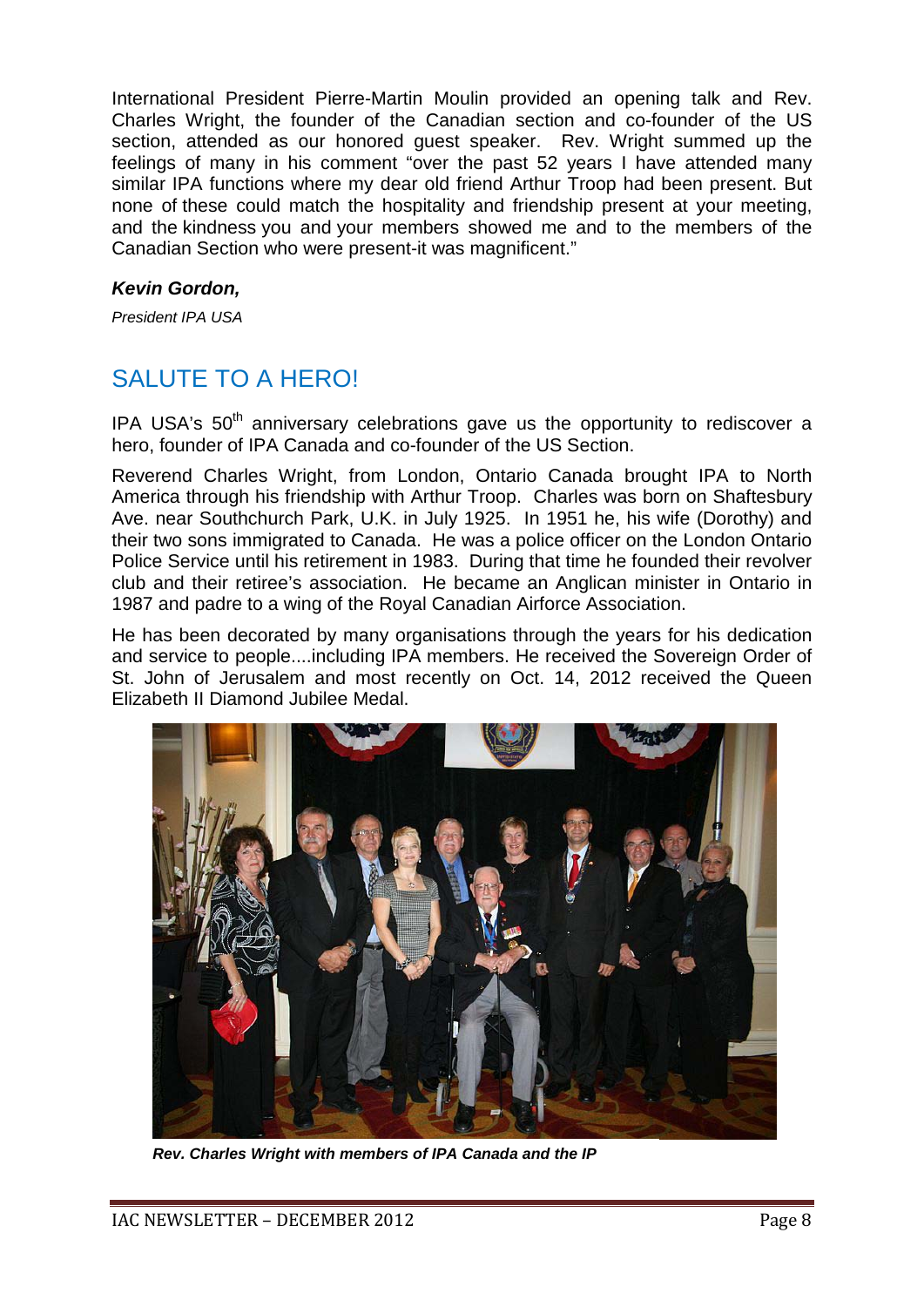International President Pierre-Martin Moulin provided an opening talk and Rev. Charles Wright, the founder of the Canadian section and co-founder of the US section, attended as our honored guest speaker. Rev. Wright summed up the feelings of many in his comment "over the past 52 years I have attended many similar IPA functions where my dear old friend Arthur Troop had been present. But none of these could match the hospitality and friendship present at your meeting, and the kindness you and your members showed me and to the members of the Canadian Section who were present-it was magnificent."

***Kevin Gordon,***

*President IPA USA*

## SALUTE TO A HERO!

IPA USA's 50th anniversary celebrations gave us the opportunity to rediscover a hero, founder of IPA Canada and co-founder of the US Section.

Reverend Charles Wright, from London, Ontario Canada brought IPA to North America through his friendship with Arthur Troop. Charles was born on Shaftesbury Ave. near Southchurch Park, U.K. in July 1925. In 1951 he, his wife (Dorothy) and their two sons immigrated to Canada. He was a police officer on the London Ontario Police Service until his retirement in 1983. During that time he founded their revolver club and their retiree's association. He became an Anglican minister in Ontario in 1987 and padre to a wing of the Royal Canadian Airforce Association.

He has been decorated by many organisations through the years for his dedication and service to people....including IPA members. He received the Sovereign Order of St. John of Jerusalem and most recently on Oct. 14, 2012 received the Queen Elizabeth II Diamond Jubilee Medal.

***Rev. Charles Wright with members of IPA Canada and the IP***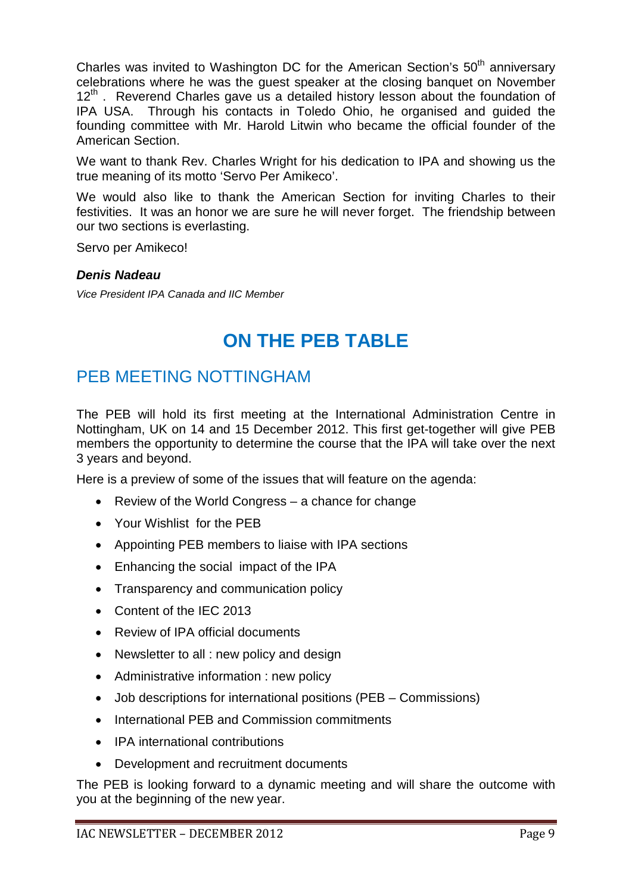Charles was invited to Washington DC for the American Section's 50th anniversary celebrations where he was the guest speaker at the closing banquet on November 12th . Reverend Charles gave us a detailed history lesson about the foundation of IPA USA. Through his contacts in Toledo Ohio, he organised and guided the founding committee with Mr. Harold Litwin who became the official founder of the American Section.

We want to thank Rev. Charles Wright for his dedication to IPA and showing us the true meaning of its motto 'Servo Per Amikeco'.

We would also like to thank the American Section for inviting Charles to their festivities. It was an honor we are sure he will never forget. The friendship between our two sections is everlasting.

Servo per Amikeco!

***Denis Nadeau***

*Vice President IPA Canada and IIC Member*

# ON THE PEB TABLE

## PEB MEETING NOTTINGHAM

The PEB will hold its first meeting at the International Administration Centre in Nottingham, UK on 14 and 15 December 2012. This first get-together will give PEB members the opportunity to determine the course that the IPA will take over the next 3 years and beyond.

Here is a preview of some of the issues that will feature on the agenda:

- Review of the World Congress – a chance for change
- Your Wishlist for the PEB
- Appointing PEB members to liaise with IPA sections
- Enhancing the social impact of the IPA
- Transparency and communication policy
- Content of the IEC 2013
- Review of IPA official documents
- Newsletter to all : new policy and design
- Administrative information : new policy
- Job descriptions for international positions (PEB – Commissions)
- International PEB and Commission commitments
- IPA international contributions
- Development and recruitment documents

The PEB is looking forward to a dynamic meeting and will share the outcome with you at the beginning of the new year.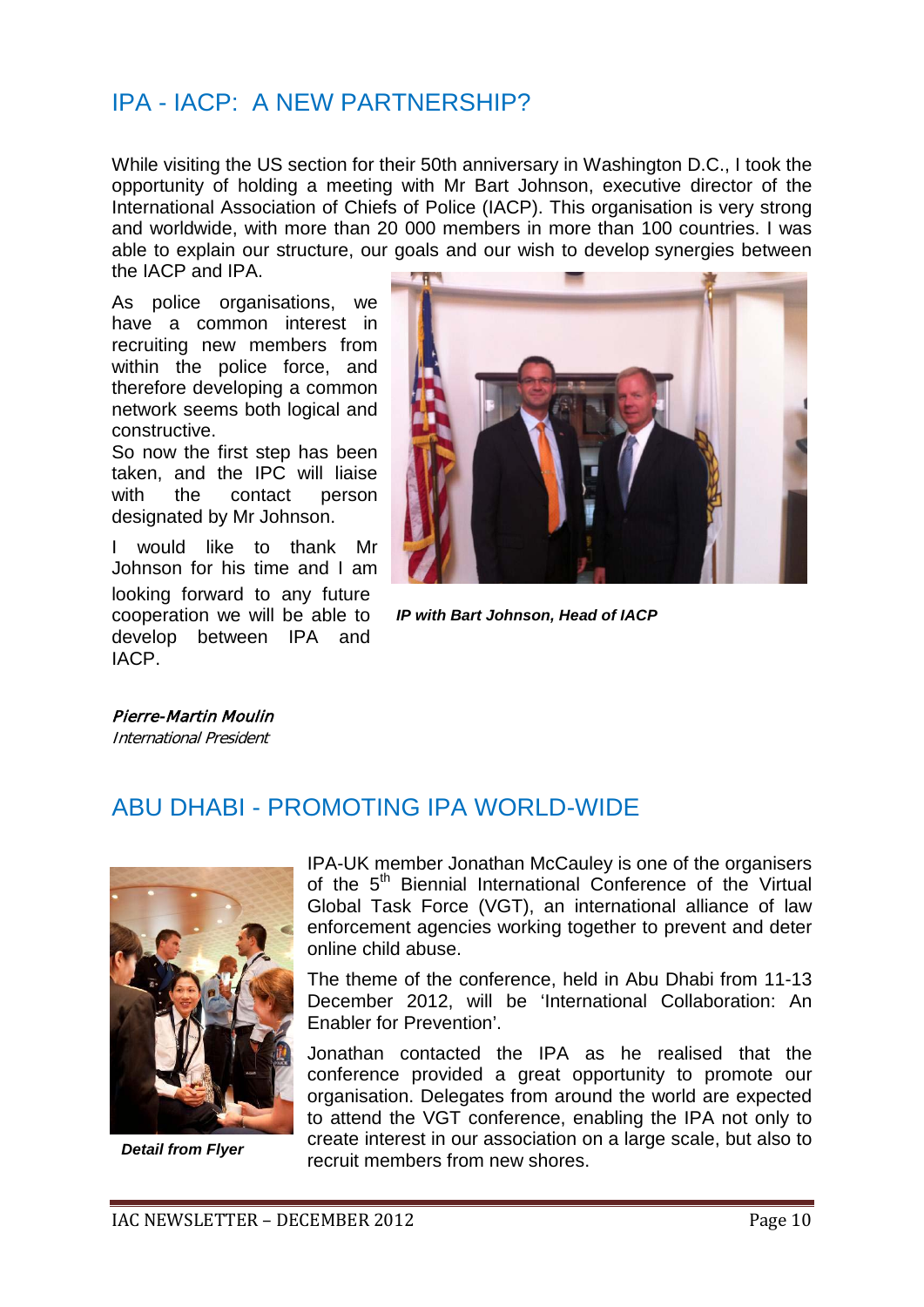## IPA - IACP: A NEW PARTNERSHIP?

While visiting the US section for their 50th anniversary in Washington D.C., I took the opportunity of holding a meeting with Mr Bart Johnson, executive director of the International Association of Chiefs of Police (IACP). This organisation is very strong and worldwide, with more than 20 000 members in more than 100 countries. I was able to explain our structure, our goals and our wish to develop synergies between the IACP and IPA.

As police organisations, we have a common interest in recruiting new members from within the police force, and therefore developing a common network seems both logical and constructive.

So now the first step has been taken, and the IPC will liaise with the contact person designated by Mr Johnson.

I would like to thank Mr Johnson for his time and I am looking forward to any future cooperation we will be able to develop between IPA and IACP.

***IP with Bart Johnson, Head of IACP***

***Pierre-Martin Moulin***
*International President*

## ABU DHABI - PROMOTING IPA WORLD-WIDE

***Detail from Flyer***

IPA-UK member Jonathan McCauley is one of the organisers of the 5th Biennial International Conference of the Virtual Global Task Force (VGT), an international alliance of law enforcement agencies working together to prevent and deter online child abuse.

The theme of the conference, held in Abu Dhabi from 11-13 December 2012, will be 'International Collaboration: An Enabler for Prevention'.

Jonathan contacted the IPA as he realised that the conference provided a great opportunity to promote our organisation. Delegates from around the world are expected to attend the VGT conference, enabling the IPA not only to create interest in our association on a large scale, but also to recruit members from new shores.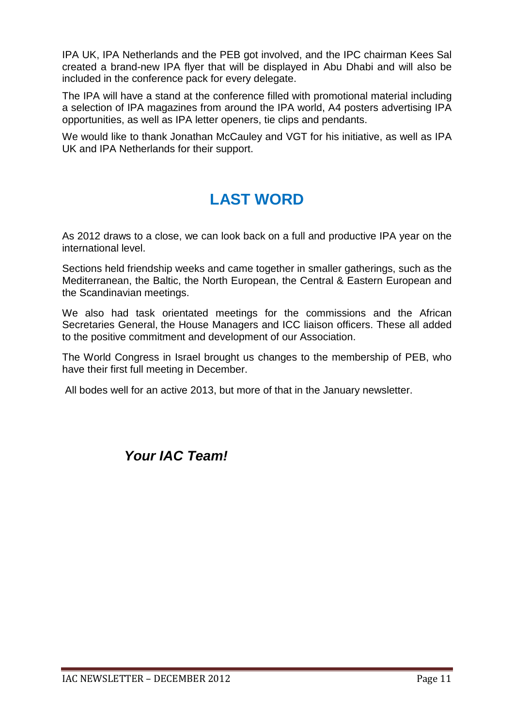IPA UK, IPA Netherlands and the PEB got involved, and the IPC chairman Kees Sal created a brand-new IPA flyer that will be displayed in Abu Dhabi and will also be included in the conference pack for every delegate.

The IPA will have a stand at the conference filled with promotional material including a selection of IPA magazines from around the IPA world, A4 posters advertising IPA opportunities, as well as IPA letter openers, tie clips and pendants.

We would like to thank Jonathan McCauley and VGT for his initiative, as well as IPA UK and IPA Netherlands for their support.

# LAST WORD

As 2012 draws to a close, we can look back on a full and productive IPA year on the international level.

Sections held friendship weeks and came together in smaller gatherings, such as the Mediterranean, the Baltic, the North European, the Central & Eastern European and the Scandinavian meetings.

We also had task orientated meetings for the commissions and the African Secretaries General, the House Managers and ICC liaison officers. These all added to the positive commitment and development of our Association.

The World Congress in Israel brought us changes to the membership of PEB, who have their first full meeting in December.

All bodes well for an active 2013, but more of that in the January newsletter.

***Your IAC Team!***